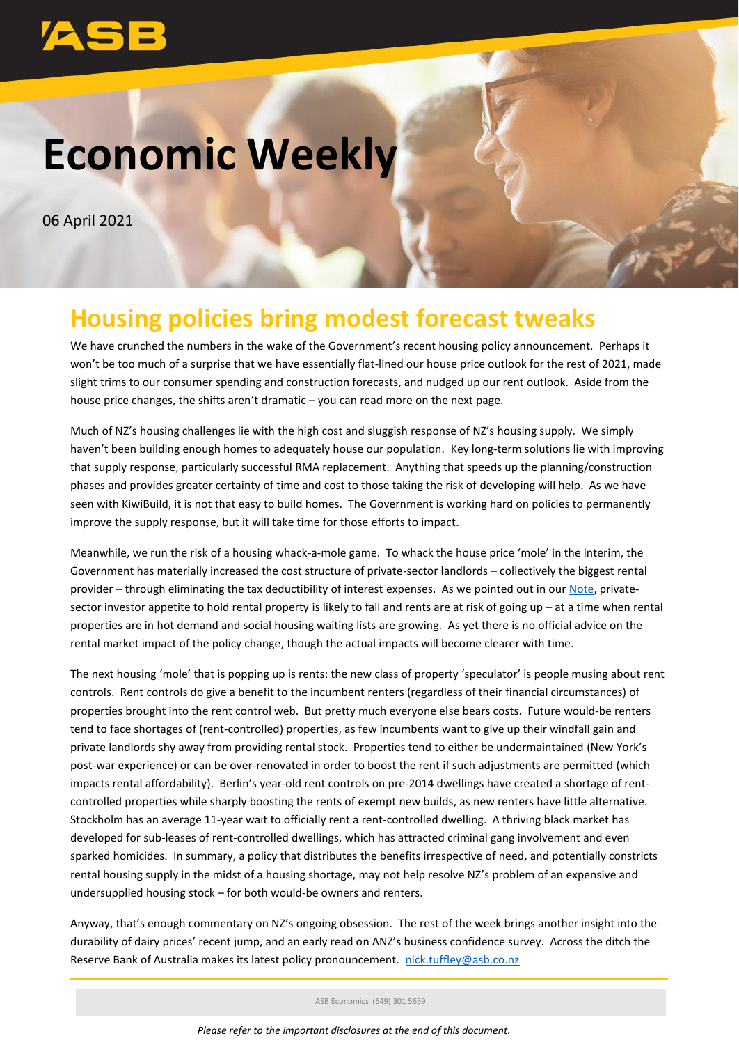ASB

# Economic Weekly

06 April 2021

## Housing policies bring modest forecast tweaks

We have crunched the numbers in the wake of the Government's recent housing policy announcement. Perhaps it won't be too much of a surprise that we have essentially flat-lined our house price outlook for the rest of 2021, made slight trims to our consumer spending and construction forecasts, and nudged up our rent outlook. Aside from the house price changes, the shifts aren't dramatic – you can read more on the next page.

Much of NZ's housing challenges lie with the high cost and sluggish response of NZ's housing supply. We simply haven't been building enough homes to adequately house our population. Key long-term solutions lie with improving that supply response, particularly successful RMA replacement. Anything that speeds up the planning/construction phases and provides greater certainty of time and cost to those taking the risk of developing will help. As we have seen with KiwiBuild, it is not that easy to build homes. The Government is working hard on policies to permanently improve the supply response, but it will take time for those efforts to impact.

Meanwhile, we run the risk of a housing whack-a-mole game. To whack the house price 'mole' in the interim, the Government has materially increased the cost structure of private-sector landlords – collectively the biggest rental provider – through eliminating the tax deductibility of interest expenses. As we pointed out in our Note, private-sector investor appetite to hold rental property is likely to fall and rents are at risk of going up – at a time when rental properties are in hot demand and social housing waiting lists are growing. As yet there is no official advice on the rental market impact of the policy change, though the actual impacts will become clearer with time.

The next housing 'mole' that is popping up is rents: the new class of property 'speculator' is people musing about rent controls. Rent controls do give a benefit to the incumbent renters (regardless of their financial circumstances) of properties brought into the rent control web. But pretty much everyone else bears costs. Future would-be renters tend to face shortages of (rent-controlled) properties, as few incumbents want to give up their windfall gain and private landlords shy away from providing rental stock. Properties tend to either be undermaintained (New York's post-war experience) or can be over-renovated in order to boost the rent if such adjustments are permitted (which impacts rental affordability). Berlin's year-old rent controls on pre-2014 dwellings have created a shortage of rent-controlled properties while sharply boosting the rents of exempt new builds, as new renters have little alternative. Stockholm has an average 11-year wait to officially rent a rent-controlled dwelling. A thriving black market has developed for sub-leases of rent-controlled dwellings, which has attracted criminal gang involvement and even sparked homicides. In summary, a policy that distributes the benefits irrespective of need, and potentially constricts rental housing supply in the midst of a housing shortage, may not help resolve NZ's problem of an expensive and undersupplied housing stock – for both would-be owners and renters.

Anyway, that's enough commentary on NZ's ongoing obsession. The rest of the week brings another insight into the durability of dairy prices' recent jump, and an early read on ANZ's business confidence survey. Across the ditch the Reserve Bank of Australia makes its latest policy pronouncement. nick.tuffley@asb.co.nz

ASB Economics (649) 301 5659

*Please refer to the important disclosures at the end of this document.*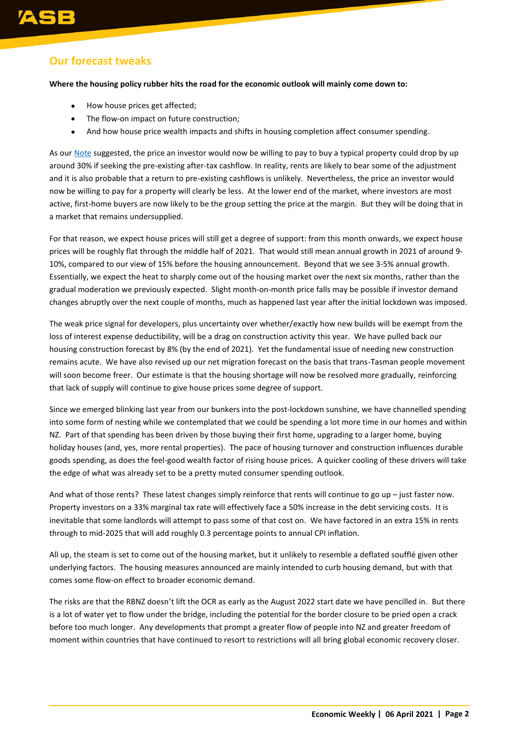## Our forecast tweaks

**Where the housing policy rubber hits the road for the economic outlook will mainly come down to:**

- How house prices get affected;
- The flow-on impact on future construction;
- And how house price wealth impacts and shifts in housing completion affect consumer spending.

As our Note suggested, the price an investor would now be willing to pay to buy a typical property could drop by up around 30% if seeking the pre-existing after-tax cashflow. In reality, rents are likely to bear some of the adjustment and it is also probable that a return to pre-existing cashflows is unlikely. Nevertheless, the price an investor would now be willing to pay for a property will clearly be less. At the lower end of the market, where investors are most active, first-home buyers are now likely to be the group setting the price at the margin. But they will be doing that in a market that remains undersupplied.

For that reason, we expect house prices will still get a degree of support: from this month onwards, we expect house prices will be roughly flat through the middle half of 2021. That would still mean annual growth in 2021 of around 9-10%, compared to our view of 15% before the housing announcement. Beyond that we see 3-5% annual growth. Essentially, we expect the heat to sharply come out of the housing market over the next six months, rather than the gradual moderation we previously expected. Slight month-on-month price falls may be possible if investor demand changes abruptly over the next couple of months, much as happened last year after the initial lockdown was imposed.

The weak price signal for developers, plus uncertainty over whether/exactly how new builds will be exempt from the loss of interest expense deductibility, will be a drag on construction activity this year. We have pulled back our housing construction forecast by 8% (by the end of 2021). Yet the fundamental issue of needing new construction remains acute. We have also revised up our net migration forecast on the basis that trans-Tasman people movement will soon become freer. Our estimate is that the housing shortage will now be resolved more gradually, reinforcing that lack of supply will continue to give house prices some degree of support.

Since we emerged blinking last year from our bunkers into the post-lockdown sunshine, we have channelled spending into some form of nesting while we contemplated that we could be spending a lot more time in our homes and within NZ. Part of that spending has been driven by those buying their first home, upgrading to a larger home, buying holiday houses (and, yes, more rental properties). The pace of housing turnover and construction influences durable goods spending, as does the feel-good wealth factor of rising house prices. A quicker cooling of these drivers will take the edge of what was already set to be a pretty muted consumer spending outlook.

And what of those rents? These latest changes simply reinforce that rents will continue to go up – just faster now. Property investors on a 33% marginal tax rate will effectively face a 50% increase in the debt servicing costs. It is inevitable that some landlords will attempt to pass some of that cost on. We have factored in an extra 15% in rents through to mid-2025 that will add roughly 0.3 percentage points to annual CPI inflation.

All up, the steam is set to come out of the housing market, but it unlikely to resemble a deflated soufflé given other underlying factors. The housing measures announced are mainly intended to curb housing demand, but with that comes some flow-on effect to broader economic demand.

The risks are that the RBNZ doesn't lift the OCR as early as the August 2022 start date we have pencilled in. But there is a lot of water yet to flow under the bridge, including the potential for the border closure to be pried open a crack before too much longer. Any developments that prompt a greater flow of people into NZ and greater freedom of moment within countries that have continued to resort to restrictions will all bring global economic recovery closer.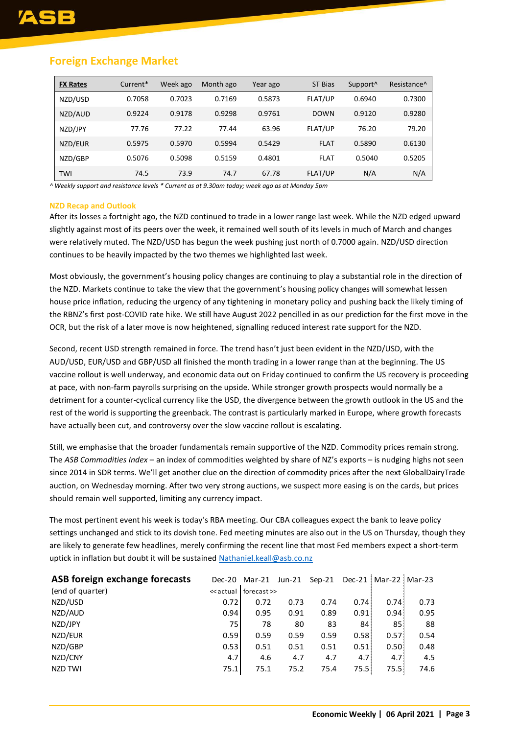## Foreign Exchange Market

| FX Rates | Current* | Week ago | Month ago | Year ago | ST Bias | Support^ | Resistance^ |
|---|---|---|---|---|---|---|---|
| NZD/USD | 0.7058 | 0.7023 | 0.7169 | 0.5873 | FLAT/UP | 0.6940 | 0.7300 |
| NZD/AUD | 0.9224 | 0.9178 | 0.9298 | 0.9761 | DOWN | 0.9120 | 0.9280 |
| NZD/JPY | 77.76 | 77.22 | 77.44 | 63.96 | FLAT/UP | 76.20 | 79.20 |
| NZD/EUR | 0.5975 | 0.5970 | 0.5994 | 0.5429 | FLAT | 0.5890 | 0.6130 |
| NZD/GBP | 0.5076 | 0.5098 | 0.5159 | 0.4801 | FLAT | 0.5040 | 0.5205 |
| TWI | 74.5 | 73.9 | 74.7 | 67.78 | FLAT/UP | N/A | N/A |

*^ Weekly support and resistance levels * Current as at 9.30am today; week ago as at Monday 5pm*

### NZD Recap and Outlook

After its losses a fortnight ago, the NZD continued to trade in a lower range last week. While the NZD edged upward slightly against most of its peers over the week, it remained well south of its levels in much of March and changes were relatively muted. The NZD/USD has begun the week pushing just north of 0.7000 again. NZD/USD direction continues to be heavily impacted by the two themes we highlighted last week.

Most obviously, the government's housing policy changes are continuing to play a substantial role in the direction of the NZD. Markets continue to take the view that the government's housing policy changes will somewhat lessen house price inflation, reducing the urgency of any tightening in monetary policy and pushing back the likely timing of the RBNZ's first post-COVID rate hike. We still have August 2022 pencilled in as our prediction for the first move in the OCR, but the risk of a later move is now heightened, signalling reduced interest rate support for the NZD.

Second, recent USD strength remained in force. The trend hasn't just been evident in the NZD/USD, with the AUD/USD, EUR/USD and GBP/USD all finished the month trading in a lower range than at the beginning. The US vaccine rollout is well underway, and economic data out on Friday continued to confirm the US recovery is proceeding at pace, with non-farm payrolls surprising on the upside. While stronger growth prospects would normally be a detriment for a counter-cyclical currency like the USD, the divergence between the growth outlook in the US and the rest of the world is supporting the greenback. The contrast is particularly marked in Europe, where growth forecasts have actually been cut, and controversy over the slow vaccine rollout is escalating.

Still, we emphasise that the broader fundamentals remain supportive of the NZD. Commodity prices remain strong. The *ASB Commodities Index* – an index of commodities weighted by share of NZ's exports – is nudging highs not seen since 2014 in SDR terms. We'll get another clue on the direction of commodity prices after the next GlobalDairyTrade auction, on Wednesday morning. After two very strong auctions, we suspect more easing is on the cards, but prices should remain well supported, limiting any currency impact.

The most pertinent event his week is today's RBA meeting. Our CBA colleagues expect the bank to leave policy settings unchanged and stick to its dovish tone. Fed meeting minutes are also out in the US on Thursday, though they are likely to generate few headlines, merely confirming the recent line that most Fed members expect a short-term uptick in inflation but doubt it will be sustained Nathaniel.keall@asb.co.nz

### ASB foreign exchange forecasts

| (end of quarter) | Dec-20 | Mar-21 | Jun-21 | Sep-21 | Dec-21 | Mar-22 | Mar-23 |
|---|---|---|---|---|---|---|---|
| | <<actual | forecast >> | | | | | |
| NZD/USD | 0.72 | 0.72 | 0.73 | 0.74 | 0.74 | 0.74 | 0.73 |
| NZD/AUD | 0.94 | 0.95 | 0.91 | 0.89 | 0.91 | 0.94 | 0.95 |
| NZD/JPY | 75 | 78 | 80 | 83 | 84 | 85 | 88 |
| NZD/EUR | 0.59 | 0.59 | 0.59 | 0.59 | 0.58 | 0.57 | 0.54 |
| NZD/GBP | 0.53 | 0.51 | 0.51 | 0.51 | 0.51 | 0.50 | 0.48 |
| NZD/CNY | 4.7 | 4.6 | 4.7 | 4.7 | 4.7 | 4.7 | 4.5 |
| NZD TWI | 75.1 | 75.1 | 75.2 | 75.4 | 75.5 | 75.5 | 74.6 |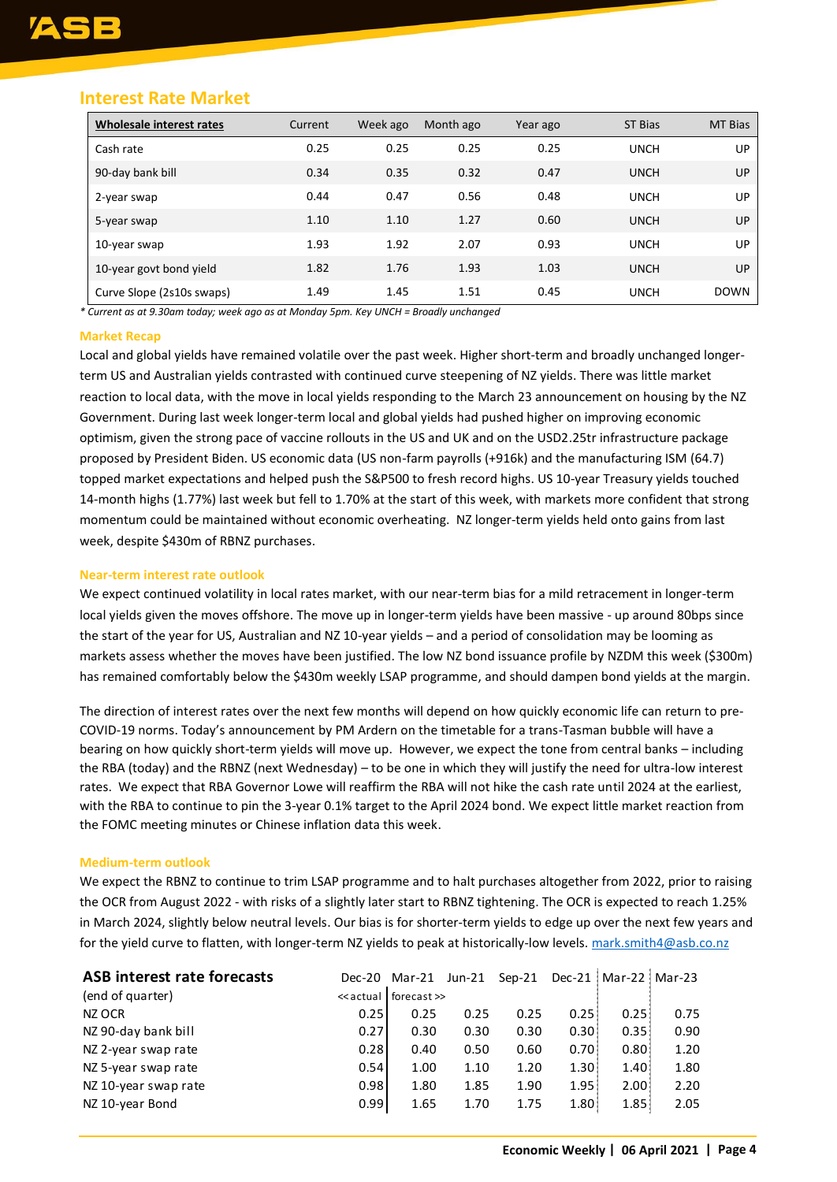## Interest Rate Market

| Wholesale interest rates | Current | Week ago | Month ago | Year ago | ST Bias | MT Bias |
|---|---|---|---|---|---|---|
| Cash rate | 0.25 | 0.25 | 0.25 | 0.25 | UNCH | UP |
| 90-day bank bill | 0.34 | 0.35 | 0.32 | 0.47 | UNCH | UP |
| 2-year swap | 0.44 | 0.47 | 0.56 | 0.48 | UNCH | UP |
| 5-year swap | 1.10 | 1.10 | 1.27 | 0.60 | UNCH | UP |
| 10-year swap | 1.93 | 1.92 | 2.07 | 0.93 | UNCH | UP |
| 10-year govt bond yield | 1.82 | 1.76 | 1.93 | 1.03 | UNCH | UP |
| Curve Slope (2s10s swaps) | 1.49 | 1.45 | 1.51 | 0.45 | UNCH | DOWN |

*\* Current as at 9.30am today; week ago as at Monday 5pm. Key UNCH = Broadly unchanged*

### Market Recap

Local and global yields have remained volatile over the past week. Higher short-term and broadly unchanged longer-term US and Australian yields contrasted with continued curve steepening of NZ yields. There was little market reaction to local data, with the move in local yields responding to the March 23 announcement on housing by the NZ Government. During last week longer-term local and global yields had pushed higher on improving economic optimism, given the strong pace of vaccine rollouts in the US and UK and on the USD2.25tr infrastructure package proposed by President Biden. US economic data (US non-farm payrolls (+916k) and the manufacturing ISM (64.7) topped market expectations and helped push the S&P500 to fresh record highs. US 10-year Treasury yields touched 14-month highs (1.77%) last week but fell to 1.70% at the start of this week, with markets more confident that strong momentum could be maintained without economic overheating. NZ longer-term yields held onto gains from last week, despite $430m of RBNZ purchases.

### Near-term interest rate outlook

We expect continued volatility in local rates market, with our near-term bias for a mild retracement in longer-term local yields given the moves offshore. The move up in longer-term yields have been massive - up around 80bps since the start of the year for US, Australian and NZ 10-year yields – and a period of consolidation may be looming as markets assess whether the moves have been justified. The low NZ bond issuance profile by NZDM this week ($300m) has remained comfortably below the $430m weekly LSAP programme, and should dampen bond yields at the margin.

The direction of interest rates over the next few months will depend on how quickly economic life can return to pre-COVID-19 norms. Today's announcement by PM Ardern on the timetable for a trans-Tasman bubble will have a bearing on how quickly short-term yields will move up. However, we expect the tone from central banks – including the RBA (today) and the RBNZ (next Wednesday) – to be one in which they will justify the need for ultra-low interest rates. We expect that RBA Governor Lowe will reaffirm the RBA will not hike the cash rate until 2024 at the earliest, with the RBA to continue to pin the 3-year 0.1% target to the April 2024 bond. We expect little market reaction from the FOMC meeting minutes or Chinese inflation data this week.

### Medium-term outlook

We expect the RBNZ to continue to trim LSAP programme and to halt purchases altogether from 2022, prior to raising the OCR from August 2022 - with risks of a slightly later start to RBNZ tightening. The OCR is expected to reach 1.25% in March 2024, slightly below neutral levels. Our bias is for shorter-term yields to edge up over the next few years and for the yield curve to flatten, with longer-term NZ yields to peak at historically-low levels. mark.smith4@asb.co.nz

| ASB interest rate forecasts | Dec-20 | Mar-21 | Jun-21 | Sep-21 | Dec-21 | Mar-22 | Mar-23 |
|---|---|---|---|---|---|---|---|
| (end of quarter) | << actual | forecast >> | | | | | |
| NZ OCR | 0.25 | 0.25 | 0.25 | 0.25 | 0.25 | 0.25 | 0.75 |
| NZ 90-day bank bill | 0.27 | 0.30 | 0.30 | 0.30 | 0.30 | 0.35 | 0.90 |
| NZ 2-year swap rate | 0.28 | 0.40 | 0.50 | 0.60 | 0.70 | 0.80 | 1.20 |
| NZ 5-year swap rate | 0.54 | 1.00 | 1.10 | 1.20 | 1.30 | 1.40 | 1.80 |
| NZ 10-year swap rate | 0.98 | 1.80 | 1.85 | 1.90 | 1.95 | 2.00 | 2.20 |
| NZ 10-year Bond | 0.99 | 1.65 | 1.70 | 1.75 | 1.80 | 1.85 | 2.05 |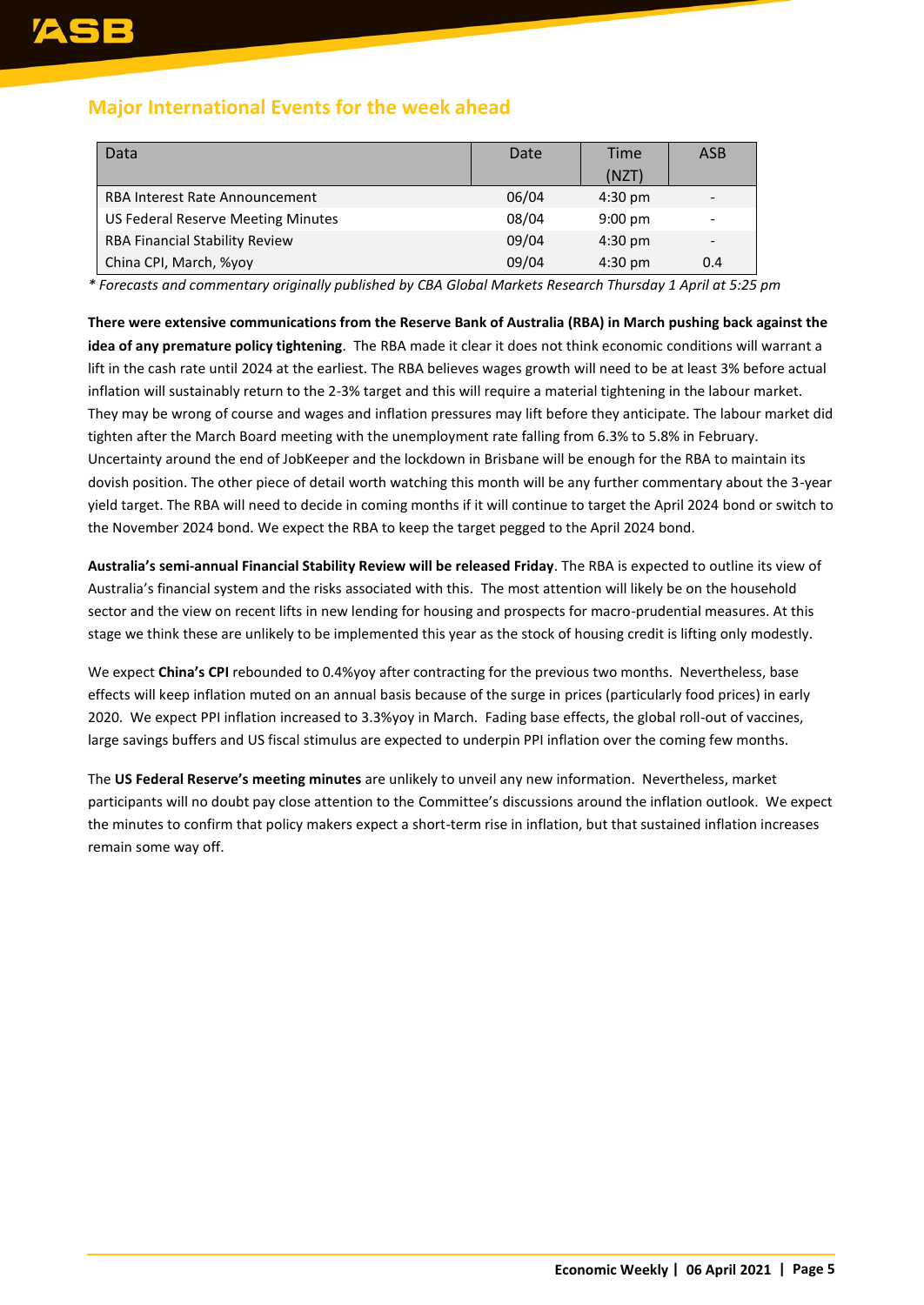## Major International Events for the week ahead

| Data | Date | Time (NZT) | ASB |
|---|---|---|---|
| RBA Interest Rate Announcement | 06/04 | 4:30 pm | - |
| US Federal Reserve Meeting Minutes | 08/04 | 9:00 pm | - |
| RBA Financial Stability Review | 09/04 | 4:30 pm | - |
| China CPI, March, %yoy | 09/04 | 4:30 pm | 0.4 |

*\* Forecasts and commentary originally published by CBA Global Markets Research Thursday 1 April at 5:25 pm*

**There were extensive communications from the Reserve Bank of Australia (RBA) in March pushing back against the idea of any premature policy tightening**. The RBA made it clear it does not think economic conditions will warrant a lift in the cash rate until 2024 at the earliest. The RBA believes wages growth will need to be at least 3% before actual inflation will sustainably return to the 2-3% target and this will require a material tightening in the labour market. They may be wrong of course and wages and inflation pressures may lift before they anticipate. The labour market did tighten after the March Board meeting with the unemployment rate falling from 6.3% to 5.8% in February. Uncertainty around the end of JobKeeper and the lockdown in Brisbane will be enough for the RBA to maintain its dovish position. The other piece of detail worth watching this month will be any further commentary about the 3-year yield target. The RBA will need to decide in coming months if it will continue to target the April 2024 bond or switch to the November 2024 bond. We expect the RBA to keep the target pegged to the April 2024 bond.

**Australia's semi-annual Financial Stability Review will be released Friday**. The RBA is expected to outline its view of Australia's financial system and the risks associated with this. The most attention will likely be on the household sector and the view on recent lifts in new lending for housing and prospects for macro-prudential measures. At this stage we think these are unlikely to be implemented this year as the stock of housing credit is lifting only modestly.

We expect **China's CPI** rebounded to 0.4%yoy after contracting for the previous two months. Nevertheless, base effects will keep inflation muted on an annual basis because of the surge in prices (particularly food prices) in early 2020. We expect PPI inflation increased to 3.3%yoy in March. Fading base effects, the global roll-out of vaccines, large savings buffers and US fiscal stimulus are expected to underpin PPI inflation over the coming few months.

The **US Federal Reserve's meeting minutes** are unlikely to unveil any new information. Nevertheless, market participants will no doubt pay close attention to the Committee's discussions around the inflation outlook. We expect the minutes to confirm that policy makers expect a short-term rise in inflation, but that sustained inflation increases remain some way off.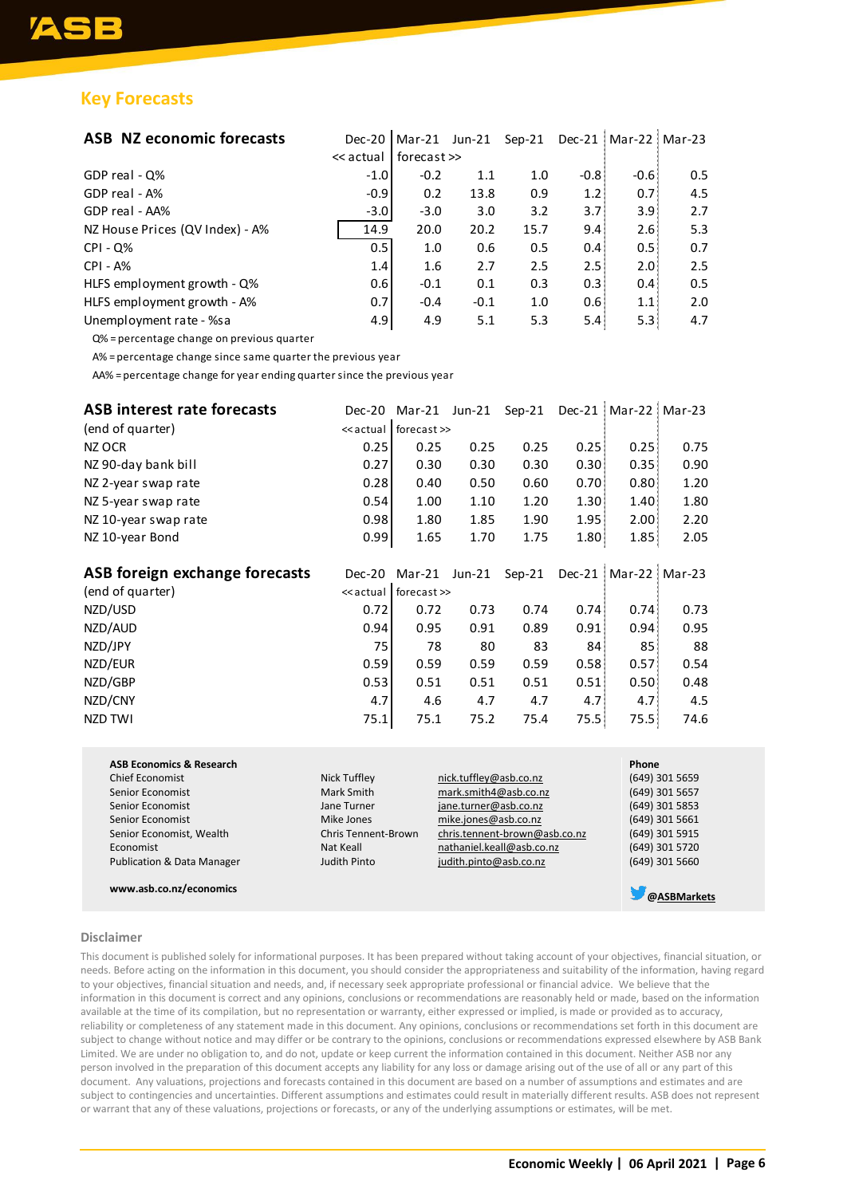## Key Forecasts

| ASB NZ economic forecasts | Dec-20 | Mar-21 | Jun-21 | Sep-21 | Dec-21 | Mar-22 | Mar-23 |
|---|---|---|---|---|---|---|---|
| | << actual | forecast >> | | | | | |
| GDP real - Q% | -1.0 | -0.2 | 1.1 | 1.0 | -0.8 | -0.6 | 0.5 |
| GDP real - A% | -0.9 | 0.2 | 13.8 | 0.9 | 1.2 | 0.7 | 4.5 |
| GDP real - AA% | -3.0 | -3.0 | 3.0 | 3.2 | 3.7 | 3.9 | 2.7 |
| NZ House Prices (QV Index) - A% | 14.9 | 20.0 | 20.2 | 15.7 | 9.4 | 2.6 | 5.3 |
| CPI - Q% | 0.5 | 1.0 | 0.6 | 0.5 | 0.4 | 0.5 | 0.7 |
| CPI - A% | 1.4 | 1.6 | 2.7 | 2.5 | 2.5 | 2.0 | 2.5 |
| HLFS employment growth - Q% | 0.6 | -0.1 | 0.1 | 0.3 | 0.3 | 0.4 | 0.5 |
| HLFS employment growth - A% | 0.7 | -0.4 | -0.1 | 1.0 | 0.6 | 1.1 | 2.0 |
| Unemployment rate - %sa | 4.9 | 4.9 | 5.1 | 5.3 | 5.4 | 5.3 | 4.7 |

Q% = percentage change on previous quarter

A% = percentage change since same quarter the previous year

AA% = percentage change for year ending quarter since the previous year

| ASB interest rate forecasts | Dec-20 | Mar-21 | Jun-21 | Sep-21 | Dec-21 | Mar-22 | Mar-23 |
|---|---|---|---|---|---|---|---|
| (end of quarter) | << actual | forecast >> | | | | | |
| NZ OCR | 0.25 | 0.25 | 0.25 | 0.25 | 0.25 | 0.25 | 0.75 |
| NZ 90-day bank bill | 0.27 | 0.30 | 0.30 | 0.30 | 0.30 | 0.35 | 0.90 |
| NZ 2-year swap rate | 0.28 | 0.40 | 0.50 | 0.60 | 0.70 | 0.80 | 1.20 |
| NZ 5-year swap rate | 0.54 | 1.00 | 1.10 | 1.20 | 1.30 | 1.40 | 1.80 |
| NZ 10-year swap rate | 0.98 | 1.80 | 1.85 | 1.90 | 1.95 | 2.00 | 2.20 |
| NZ 10-year Bond | 0.99 | 1.65 | 1.70 | 1.75 | 1.80 | 1.85 | 2.05 |

| ASB foreign exchange forecasts | Dec-20 | Mar-21 | Jun-21 | Sep-21 | Dec-21 | Mar-22 | Mar-23 |
|---|---|---|---|---|---|---|---|
| (end of quarter) | << actual | forecast >> | | | | | |
| NZD/USD | 0.72 | 0.72 | 0.73 | 0.74 | 0.74 | 0.74 | 0.73 |
| NZD/AUD | 0.94 | 0.95 | 0.91 | 0.89 | 0.91 | 0.94 | 0.95 |
| NZD/JPY | 75 | 78 | 80 | 83 | 84 | 85 | 88 |
| NZD/EUR | 0.59 | 0.59 | 0.59 | 0.59 | 0.58 | 0.57 | 0.54 |
| NZD/GBP | 0.53 | 0.51 | 0.51 | 0.51 | 0.51 | 0.50 | 0.48 |
| NZD/CNY | 4.7 | 4.6 | 4.7 | 4.7 | 4.7 | 4.7 | 4.5 |
| NZD TWI | 75.1 | 75.1 | 75.2 | 75.4 | 75.5 | 75.5 | 74.6 |

| ASB Economics & Research | | | Phone |
|---|---|---|---|
| Chief Economist | Nick Tuffley | nick.tuffley@asb.co.nz | (649) 301 5659 |
| Senior Economist | Mark Smith | mark.smith4@asb.co.nz | (649) 301 5657 |
| Senior Economist | Jane Turner | jane.turner@asb.co.nz | (649) 301 5853 |
| Senior Economist | Mike Jones | mike.jones@asb.co.nz | (649) 301 5661 |
| Senior Economist, Wealth | Chris Tennent-Brown | chris.tennent-brown@asb.co.nz | (649) 301 5915 |
| Economist | Nat Keall | nathaniel.keall@asb.co.nz | (649) 301 5720 |
| Publication & Data Manager | Judith Pinto | judith.pinto@asb.co.nz | (649) 301 5660 |

**www.asb.co.nz/economics**

**@ASBMarkets**

### Disclaimer

This document is published solely for informational purposes. It has been prepared without taking account of your objectives, financial situation, or needs. Before acting on the information in this document, you should consider the appropriateness and suitability of the information, having regard to your objectives, financial situation and needs, and, if necessary seek appropriate professional or financial advice. We believe that the information in this document is correct and any opinions, conclusions or recommendations are reasonably held or made, based on the information available at the time of its compilation, but no representation or warranty, either expressed or implied, is made or provided as to accuracy, reliability or completeness of any statement made in this document. Any opinions, conclusions or recommendations set forth in this document are subject to change without notice and may differ or be contrary to the opinions, conclusions or recommendations expressed elsewhere by ASB Bank Limited. We are under no obligation to, and do not, update or keep current the information contained in this document. Neither ASB nor any person involved in the preparation of this document accepts any liability for any loss or damage arising out of the use of all or any part of this document. Any valuations, projections and forecasts contained in this document are based on a number of assumptions and estimates and are subject to contingencies and uncertainties. Different assumptions and estimates could result in materially different results. ASB does not represent or warrant that any of these valuations, projections or forecasts, or any of the underlying assumptions or estimates, will be met.